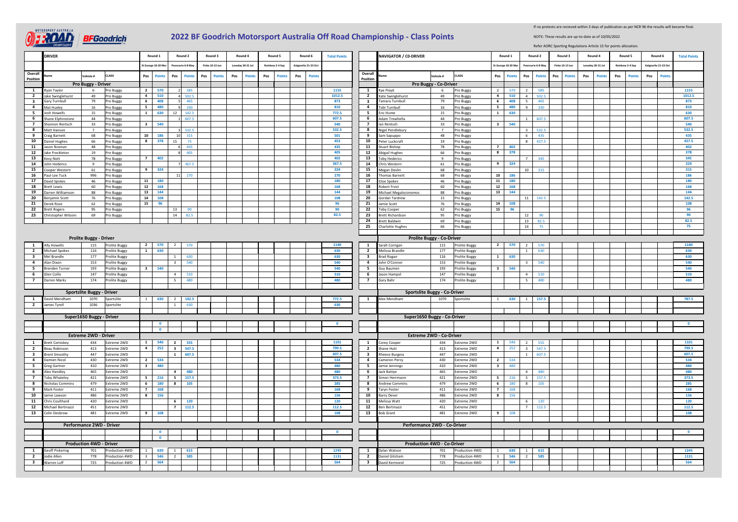# 2022 BF Goodrich Motorsport Australia Off Road Championship - Class Points

If no protests are recieved within 3 days of publication as per NCR 96 the results will become final.

NOTE: These results are up-to-date as of 10/05/2022

Refer AORC Sporting Regulations Article 15 for points allocation.

## DRIVER

| Overall Position | Name | Vehicle # | CLASS | Round 1 St George 18-20 Mar Pos | Round 1 Points | Round 2 Pooncarie 6-8 May Pos | Round 2 Points | Round 3 Finke 10-13 Jun Pos | Round 3 Points | Round 4 Loveday 30-31 Jul Pos | Round 4 Points | Round 5 Rainbow 2-4 Sep Pos | Round 5 Points | Round 6 Kalgoorlie 21-23 Oct Pos | Round 6 Points | Total Points |
|---|---|---|---|---|---|---|---|---|---|---|---|---|---|---|---|---|
| **Pro Buggy - Driver** | | | | | | | | | | | | | | | | |
| 1 | Ryan Taylor | 6 | Pro Buggy | 2 | 570 | 2 | 585 | | | | | | | | | 1155 |
| 2 | Jake Swinglehurst | 49 | Pro Buggy | 4 | 510 | 4 | 502.5 | | | | | | | | | 1012.5 |
| 3 | Gary Turnbull | 79 | Pro Buggy | 6 | 408 | 5 | 465 | | | | | | | | | 873 |
| 4 | Mat Huxley | 16 | Pro Buggy | 5 | 480 | 9 | 330 | | | | | | | | | 810 |
| 5 | Josh Howells | 15 | Pro Buggy | 1 | 630 | 12 | 142.5 | | | | | | | | | 772.5 |
| 6 | Shane Elphinstone | 44 | Pro Buggy | | | 1 | 607.5 | | | | | | | | | 607.5 |
| 7 | Shannon Rentsch | 33 | Pro Buggy | 3 | 540 | | | | | | | | | | | 540 |
| 8 | Matt Hanson | 7 | Pro Buggy | | | 3 | 532.5 | | | | | | | | | 532.5 |
| 9 | Craig Barnett | 68 | Pro Buggy | 10 | 186 | 10 | 315 | | | | | | | | | 501 |
| 10 | Daniel Hughes | 66 | Pro Buggy | 8 | 378 | 15 | 75 | | | | | | | | | 453 |
| 11 | Jason Noonan | 48 | Pro Buggy | | | 6 | 435 | | | | | | | | | 435 |
| 12 | Jake Freckleton | 19 | Pro Buggy | | | 8 | 405 | | | | | | | | | 405 |
| 13 | Kevy Nott | 78 | Pro Buggy | 7 | 402 | | | | | | | | | | | 402 |
| 14 | John Hederics | 9 | Pro Buggy | | | 7 | 367.5 | | | | | | | | | 367.5 |
| 15 | Cooper Western | 61 | Pro Buggy | 9 | 324 | | | | | | | | | | | 324 |
| 16 | Paul-Lee Tuck | 996 | Pro Buggy | | | 11 | 270 | | | | | | | | | 270 |
| 17 | David Spokes | 46 | Pro Buggy | 11 | 180 | | | | | | | | | | | 180 |
| 18 | Brett Lewis | 60 | Pro Buggy | 12 | 168 | | | | | | | | | | | 168 |
| 19 | Darren Williamson | 88 | Pro Buggy | 13 | 144 | | | | | | | | | | | 144 |
| 20 | Benjamin Scott | 76 | Pro Buggy | 14 | 108 | | | | | | | | | | | 108 |
| 21 | Derek Rose | 62 | Pro Buggy | 15 | 96 | | | | | | | | | | | 96 |
| 22 | Brett Rogers | 95 | Pro Buggy | | | 13 | 90 | | | | | | | | | 90 |
| 23 | Christopher Wilsom | 69 | Pro Buggy | | | 14 | 82.5 | | | | | | | | | 82.5 |
| **Prolite Buggy - Driver** | | | | | | | | | | | | | | | | |
| 1 | Ally Howells | 115 | Prolite Buggy | 2 | 570 | 2 | 570 | | | | | | | | | 1140 |
| 2 | Michael Spokes | 116 | Prolite Buggy | 1 | 630 | | | | | | | | | | | 630 |
| 3 | Mel Brandle | 177 | Prolite Buggy | | | 1 | 630 | | | | | | | | | 630 |
| 4 | Alan Dixon | 153 | Prolite Buggy | | | 3 | 540 | | | | | | | | | 540 |
| 5 | Brenden Turner | 193 | Prolite Buggy | 3 | 540 | | | | | | | | | | | 540 |
| 6 | Glen Collis | 147 | Prolite Buggy | | | 4 | 510 | | | | | | | | | 510 |
| 7 | Darren Marks | 174 | Prolite Buggy | | | 5 | 480 | | | | | | | | | 480 |
| **Sportslite Buggy - Driver** | | | | | | | | | | | | | | | | |
| 1 | David Mendham | 1070 | Sportslite | 1 | 630 | 2 | 142.5 | | | | | | | | | 772.5 |
| 2 | James Tyrell | 1036 | Sportslite | | | 1 | 630 | | | | | | | | | 630 |
| **Super1650 Buggy - Driver** | | | | | | | | | | | | | | | | |
| | | | | | 0 | | | | | | | | | | | 0 |
| | | | | | 0 | | | | | | | | | | | |
| **Extreme 2WD - Driver** | | | | | | | | | | | | | | | | |
| 1 | Brett Comiskey | 434 | Extreme 2WD | 1 | 546 | 2 | 555 | | | | | | | | | 1101 |
| 2 | Beau Robinson | 413 | Extreme 2WD | 4 | 252 | 3 | 547.5 | | | | | | | | | 799.5 |
| 3 | Brent Smoothy | 447 | Extreme 2WD | | | 1 | 607.5 | | | | | | | | | 607.5 |
| 4 | Damien Nicol | 430 | Extreme 2WD | 2 | 534 | | | | | | | | | | | 534 |
| 5 | Greg Gartner | 410 | Extreme 2WD | 3 | 480 | | | | | | | | | | | 480 |
| 6 | Alex Handley | 465 | Extreme 2WD | | | 4 | 480 | | | | | | | | | 480 |
| 7 | Toby Whateley | 421 | Extreme 2WD | 5 | 216 | 5 | 157.5 | | | | | | | | | 373.5 |
| 8 | Nicholas Commins | 479 | Extreme 2WD | 6 | 180 | 8 | 105 | | | | | | | | | 285 |
| 9 | Mark Foster | 411 | Extreme 2WD | 7 | 168 | | | | | | | | | | | 168 |
| 10 | Jamie Lawson | 486 | Extreme 2WD | 8 | 156 | | | | | | | | | | | 156 |
| 11 | Chris Coulthard | 420 | Extreme 2WD | | | 6 | 120 | | | | | | | | | 120 |
| 12 | Michael Bertinazzi | 451 | Extreme 2WD | | | 7 | 112.5 | | | | | | | | | 112.5 |
| 13 | Colin Desbrow | 481 | Extreme 2WD | 9 | 108 | | | | | | | | | | | 108 |
| **Performance 2WD - Driver** | | | | | | | | | | | | | | | | |
| | | | | | 0 | | | | | | | | | | | 0 |
| | | | | | 0 | | | | | | | | | | | |
| **Production 4WD - Driver** | | | | | | | | | | | | | | | | |
| 1 | Geoff Pickering | 701 | Production 4WD | 1 | 630 | 1 | 615 | | | | | | | | | 1245 |
| 2 | Jodie Allen | 778 | Production 4WD | 3 | 546 | 2 | 585 | | | | | | | | | 1131 |
| 3 | Warren Luff | 725 | Production 4WD | 2 | 564 | | | | | | | | | | | 564 |

## NAVIGATOR / CO-DRIVER

| Overall Position | Name | Vehicle # | CLASS | Round 1 St George 18-20 Mar Pos | Round 1 Points | Round 2 Pooncarie 6-8 May Pos | Round 2 Points | Round 3 Finke 10-13 Jun Pos | Round 3 Points | Round 4 Loveday 30-31 Jul Pos | Round 4 Points | Round 5 Rainbow 2-4 Sep Pos | Round 5 Points | Round 6 Kalgoorlie 21-23 Oct Pos | Round 6 Points | Total Points |
|---|---|---|---|---|---|---|---|---|---|---|---|---|---|---|---|---|
| **Pro Buggy - Co-Driver** | | | | | | | | | | | | | | | | |
| 1 | Kye Floyd | 6 | Pro Buggy | 2 | 570 | 2 | 585 | | | | | | | | | 1155 |
| 2 | Kate Swinglehurst | 49 | Pro Buggy | 4 | 510 | 4 | 502.5 | | | | | | | | | 1012.5 |
| 3 | Tamara Turnbull | 79 | Pro Buggy | 6 | 408 | 5 | 465 | | | | | | | | | 873 |
| 4 | Tobi Turnbull | 16 | Pro Buggy | 5 | 480 | 9 | 330 | | | | | | | | | 810 |
| 5 | Eric Hume | 15 | Pro Buggy | 1 | 630 | | | | | | | | | | | 630 |
| 6 | Adam Trewhella | 44 | Pro Buggy | | | 1 | 607.5 | | | | | | | | | 607.5 |
| 7 | Ian Rentsch | 33 | Pro Buggy | 3 | 540 | | | | | | | | | | | 540 |
| 8 | Nigel Pendlebury | 7 | Pro Buggy | | | 3 | 532.5 | | | | | | | | | 532.5 |
| 9 | Sam Sapuppo | 48 | Pro Buggy | | | 6 | 435 | | | | | | | | | 435 |
| 10 | Peter Luckcraft | 19 | Pro Buggy | | | 8 | 427.5 | | | | | | | | | 427.5 |
| 11 | Stuart Bishop | 78 | Pro Buggy | 7 | 402 | | | | | | | | | | | 402 |
| 12 | Abigail Hughes | 66 | Pro Buggy | 8 | 378 | | | | | | | | | | | 378 |
| 13 | Toby Hederics | 9 | Pro Buggy | | | 7 | 345 | | | | | | | | | 345 |
| 14 | Chris Western | 61 | Pro Buggy | 9 | 324 | | | | | | | | | | | 324 |
| 15 | Megan Devlin | 68 | Pro Buggy | | | 10 | 315 | | | | | | | | | 315 |
| 16 | Thomas Barnett | 68 | Pro Buggy | 10 | 186 | | | | | | | | | | | 186 |
| 17 | Elise Spokes | 46 | Pro Buggy | 11 | 180 | | | | | | | | | | | 180 |
| 18 | Robert Frost | 60 | Pro Buggy | 12 | 168 | | | | | | | | | | | 168 |
| 19 | Michael Megaloconomos | 88 | Pro Buggy | 13 | 144 | | | | | | | | | | | 144 |
| 20 | Gordan Tardrew | 15 | Pro Buggy | | | 11 | 142.5 | | | | | | | | | 142.5 |
| 21 | Jamie Scott | 76 | Pro Buggy | 14 | 108 | | | | | | | | | | | 108 |
| 22 | Toby Cooper | 62 | Pro Buggy | 15 | 96 | | | | | | | | | | | 96 |
| 23 | Brett Richardson | 95 | Pro Buggy | | | 12 | 90 | | | | | | | | | 90 |
| 24 | Brett Baldwin | 69 | Pro Buggy | | | 13 | 82.5 | | | | | | | | | 82.5 |
| 25 | Charlotte Hughes | 66 | Pro Buggy | | | 14 | 75 | | | | | | | | | 75 |
| **Prolite Buggy - Co-Driver** | | | | | | | | | | | | | | | | |
| 1 | Sarah Corrigan | 115 | Prolite Buggy | 2 | 570 | 2 | 570 | | | | | | | | | 1140 |
| 2 | Melissa Brandle | 177 | Prolite Buggy | | | 1 | 630 | | | | | | | | | 630 |
| 3 | Brad Rogan | 116 | Prolite Buggy | 1 | 630 | | | | | | | | | | | 630 |
| 4 | John O'Connor | 153 | Prolite Buggy | | | 3 | 540 | | | | | | | | | 540 |
| 5 | Guy Baumen | 193 | Prolite Buggy | 3 | 540 | | | | | | | | | | | 540 |
| 6 | Jason Hampol | 147 | Prolite Buggy | | | 4 | 510 | | | | | | | | | 510 |
| 7 | Gary Bahr | 174 | Prolite Buggy | | | 5 | 480 | | | | | | | | | 480 |
| **Sportslite Buggy - Co-Driver** | | | | | | | | | | | | | | | | |
| 1 | Alex Mendham | 1070 | Sportslite | 1 | 630 | 1 | 157.5 | | | | | | | | | 787.5 |
| **Super1650 Buggy - Co-Driver** | | | | | | | | | | | | | | | | |
| | | | | | | | | | | | | | | | | 0 |
| **Extreme 2WD - Co-Driver** | | | | | | | | | | | | | | | | |
| 1 | Corey Cooper | 434 | Extreme 2WD | 1 | 546 | 2 | 555 | | | | | | | | | 1101 |
| 2 | Shane Hutt | 413 | Extreme 2WD | 4 | 252 | 3 | 547.5 | | | | | | | | | 799.5 |
| 3 | Rheece Burgess | 447 | Extreme 2WD | | | 1 | 607.5 | | | | | | | | | 607.5 |
| 4 | Cameron Percy | 430 | Extreme 2WD | 2 | 534 | | | | | | | | | | | 534 |
| 5 | Jamie Jennings | 410 | Extreme 2WD | 3 | 480 | | | | | | | | | | | 480 |
| 6 | Jack Battye | 465 | Extreme 2WD | | | 4 | 480 | | | | | | | | | 480 |
| 7 | Simon Herrmann | 421 | Extreme 2WD | 5 | 216 | 5 | 157.5 | | | | | | | | | 373.5 |
| 8 | Andrew Commins | 479 | Extreme 2WD | 6 | 180 | 8 | 105 | | | | | | | | | 285 |
| 9 | Taryn Foster | 411 | Extreme 2WD | 7 | 168 | | | | | | | | | | | 168 |
| 10 | Barry Dever | 486 | Extreme 2WD | 8 | 156 | | | | | | | | | | | 156 |
| 11 | Melissa Watt | 420 | Extreme 2WD | | | 6 | 120 | | | | | | | | | 120 |
| 12 | Ben Bertinazzi | 451 | Extreme 2WD | | | 7 | 112.5 | | | | | | | | | 112.5 |
| 13 | Bob Grant | 481 | Extreme 2WD | 9 | 108 | | | | | | | | | | | 108 |
| **Performance 2WD - Co-Driver** | | | | | | | | | | | | | | | | |
| | | | | | | | | | | | | | | | | 0 |
| **Production 4WD - Co-Driver** | | | | | | | | | | | | | | | | |
| 1 | Dylan Watson | 701 | Production 4WD | 1 | 630 | 1 | 615 | | | | | | | | | 1245 |
| 2 | Daniel Gitsham | 778 | Production 4WD | 3 | 546 | 2 | 585 | | | | | | | | | 1131 |
| 3 | David Kermond | 725 | Production 4WD | 2 | 564 | | | | | | | | | | | 564 |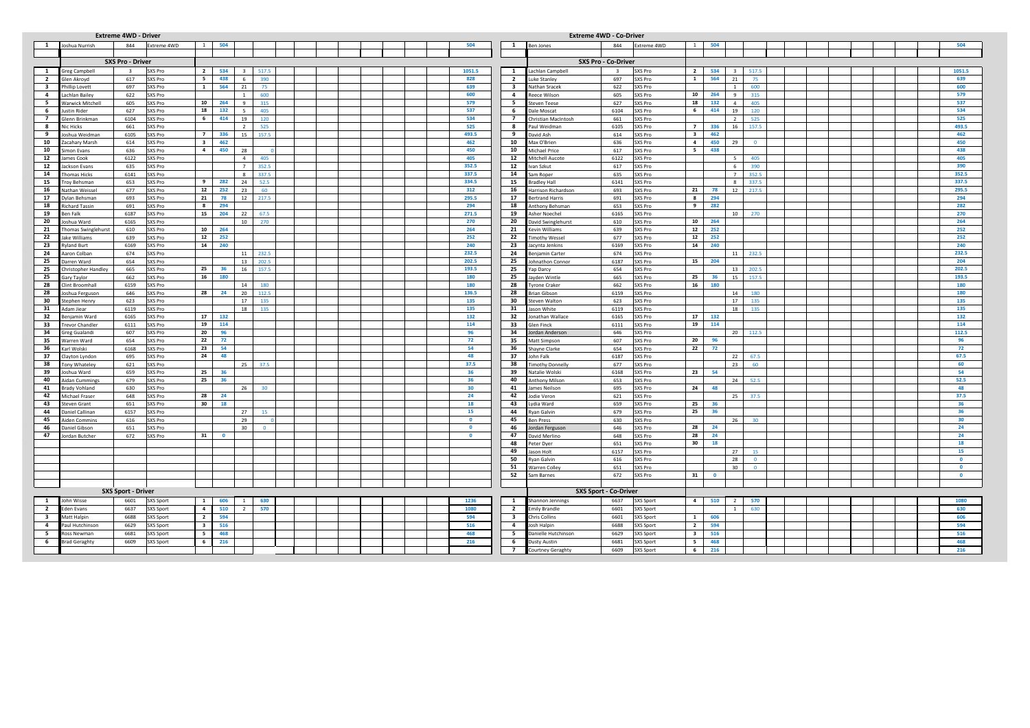## Extreme 4WD - Driver

| | | | | | | | | |
|---|---|---|---|---|---|---|---|---|
| 1 | Joshua Nurrish | 844 | Extreme 4WD | 1 | 504 | | | 504 |

## Extreme 4WD - Co-Driver

| | | | | | | | | |
|---|---|---|---|---|---|---|---|---|
| 1 | Ben Jones | 844 | Extreme 4WD | 1 | 504 | | | 504 |

## SXS Pro - Driver

| | | | | | | | | |
|---|---|---|---|---|---|---|---|---|
| 1 | Greg Campbell | 3 | SXS Pro | 2 | 534 | 3 | 517.5 | 1051.5 |
| 2 | Glen Akroyd | 617 | SXS Pro | 5 | 438 | 6 | 390 | 828 |
| 3 | Phillip Lovett | 697 | SXS Pro | 1 | 564 | 21 | 75 | 639 |
| 4 | Lachlan Bailey | 622 | SXS Pro | | | 1 | 600 | 600 |
| 5 | Warwick Mitchell | 605 | SXS Pro | 10 | 264 | 9 | 315 | 579 |
| 6 | Justin Rider | 627 | SXS Pro | 18 | 132 | 5 | 405 | 537 |
| 7 | Glenn Brinkman | 6104 | SXS Pro | 6 | 414 | 19 | 120 | 534 |
| 8 | Nic Hicks | 661 | SXS Pro | | | 2 | 525 | 525 |
| 9 | Joshua Weidman | 6105 | SXS Pro | 7 | 336 | 15 | 157.5 | 493.5 |
| 10 | Zacahary Marsh | 614 | SXS Pro | 3 | 462 | | | 462 |
| 10 | Simon Evans | 636 | SXS Pro | 4 | 450 | 28 | 0 | 450 |
| 12 | James Cook | 6122 | SXS Pro | | | 4 | 405 | 405 |
| 12 | Jackson Evans | 635 | SXS Pro | | | 7 | 352.5 | 352.5 |
| 14 | Thomas Hicks | 6141 | SXS Pro | | | 8 | 337.5 | 337.5 |
| 15 | Troy Behsman | 653 | SXS Pro | 9 | 282 | 24 | 52.5 | 334.5 |
| 16 | Nathan Weissel | 677 | SXS Pro | 12 | 252 | 23 | 60 | 312 |
| 17 | Dylan Behsman | 693 | SXS Pro | 21 | 78 | 12 | 217.5 | 295.5 |
| 18 | Richard Tassin | 691 | SXS Pro | 8 | 294 | | | 294 |
| 19 | Ben Falk | 6187 | SXS Pro | 15 | 204 | 22 | 67.5 | 271.5 |
| 20 | Joshua Ward | 6165 | SXS Pro | | | 10 | 270 | 270 |
| 21 | Thomas Swinglehurst | 610 | SXS Pro | 10 | 264 | | | 264 |
| 22 | Jake Williams | 639 | SXS Pro | 12 | 252 | | | 252 |
| 23 | Ryland Burt | 6169 | SXS Pro | 14 | 240 | | | 240 |
| 24 | Aaron Colban | 674 | SXS Pro | | | 11 | 232.5 | 232.5 |
| 25 | Darren Ward | 654 | SXS Pro | | | 13 | 202.5 | 202.5 |
| 25 | Christopher Handley | 665 | SXS Pro | 25 | 36 | 16 | 157.5 | 193.5 |
| 25 | Gary Taylor | 662 | SXS Pro | 16 | 180 | | | 180 |
| 28 | Clint Broomhall | 6159 | SXS Pro | | | 14 | 180 | 180 |
| 28 | Joshua Ferguson | 646 | SXS Pro | 28 | 24 | 20 | 112.5 | 136.5 |
| 30 | Stephen Henry | 623 | SXS Pro | | | 17 | 135 | 135 |
| 31 | Adam Jiear | 6119 | SXS Pro | | | 18 | 135 | 135 |
| 32 | Benjamin Ward | 6165 | SXS Pro | 17 | 132 | | | 132 |
| 33 | Trevor Chandler | 6111 | SXS Pro | 19 | 114 | | | 114 |
| 34 | Greg Gualandi | 607 | SXS Pro | 20 | 96 | | | 96 |
| 35 | Warren Ward | 654 | SXS Pro | 22 | 72 | | | 72 |
| 36 | Karl Wolski | 6168 | SXS Pro | 23 | 54 | | | 54 |
| 37 | Clayton Lyndon | 695 | SXS Pro | 24 | 48 | | | 48 |
| 38 | Tony Whateley | 621 | SXS Pro | | | 25 | 37.5 | 37.5 |
| 39 | Joshua Ward | 659 | SXS Pro | 25 | 36 | | | 36 |
| 40 | Aidan Cummings | 679 | SXS Pro | 25 | 36 | | | 36 |
| 41 | Brady Vohland | 630 | SXS Pro | | | 26 | 30 | 30 |
| 42 | Michael Fraser | 648 | SXS Pro | 28 | 24 | | | 24 |
| 43 | Steven Grant | 651 | SXS Pro | 30 | 18 | | | 18 |
| 44 | Daniel Callinan | 6157 | SXS Pro | | | 27 | 15 | 15 |
| 45 | Aiden Commins | 616 | SXS Pro | | | 29 | 0 | 0 |
| 46 | Daniel Gibson | 651 | SXS Pro | | | 30 | 0 | 0 |
| 47 | Jordan Butcher | 672 | SXS Pro | 31 | 0 | | | 0 |

## SXS Pro - Co-Driver

| | | | | | | | | |
|---|---|---|---|---|---|---|---|---|
| 1 | Lachlan Campbell | 3 | SXS Pro | 2 | 534 | 3 | 517.5 | 1051.5 |
| 2 | Luke Stanley | 697 | SXS Pro | 1 | 564 | 21 | 75 | 639 |
| 3 | Nathan Sracek | 622 | SXS Pro | | | 1 | 600 | 600 |
| 4 | Reece Wilson | 605 | SXS Pro | 10 | 264 | 9 | 315 | 579 |
| 5 | Steven Teese | 627 | SXS Pro | 18 | 132 | 4 | 405 | 537 |
| 6 | Dale Moscat | 6104 | SXS Pro | 6 | 414 | 19 | 120 | 534 |
| 7 | Christian MacIntosh | 661 | SXS Pro | | | 2 | 525 | 525 |
| 8 | Paul Weidman | 6105 | SXS Pro | 7 | 336 | 16 | 157.5 | 493.5 |
| 9 | David Ash | 614 | SXS Pro | 3 | 462 | | | 462 |
| 10 | Max O'Brien | 636 | SXS Pro | 4 | 450 | 29 | 0 | 450 |
| 10 | Michael Price | 617 | SXS Pro | 5 | 438 | | | 438 |
| 12 | Mitchell Aucote | 6122 | SXS Pro | | | 5 | 405 | 405 |
| 12 | Ivan Szkut | 617 | SXS Pro | | | 6 | 390 | 390 |
| 14 | Sam Roper | 635 | SXS Pro | | | 7 | 352.5 | 352.5 |
| 15 | Bradley Hall | 6141 | SXS Pro | | | 8 | 337.5 | 337.5 |
| 16 | Harrison Richardson | 693 | SXS Pro | 21 | 78 | 12 | 217.5 | 295.5 |
| 17 | Bertrand Harris | 691 | SXS Pro | 8 | 294 | | | 294 |
| 18 | Anthony Behsman | 653 | SXS Pro | 9 | 282 | | | 282 |
| 19 | Asher Noechel | 6165 | SXS Pro | | | 10 | 270 | 270 |
| 20 | David Swinglehurst | 610 | SXS Pro | 10 | 264 | | | 264 |
| 21 | Kevin Williams | 639 | SXS Pro | 12 | 252 | | | 252 |
| 22 | Timothy Wessel | 677 | SXS Pro | 12 | 252 | | | 252 |
| 23 | Jacynta Jenkins | 6169 | SXS Pro | 14 | 240 | | | 240 |
| 24 | Benjamin Carter | 674 | SXS Pro | | | 11 | 232.5 | 232.5 |
| 25 | Johnathon Connor | 6187 | SXS Pro | 15 | 204 | | | 204 |
| 25 | Yap Darcy | 654 | SXS Pro | | | 13 | 202.5 | 202.5 |
| 25 | Jayden Wintle | 665 | SXS Pro | 25 | 36 | 15 | 157.5 | 193.5 |
| 28 | Tyrone Craker | 662 | SXS Pro | 16 | 180 | | | 180 |
| 28 | Brian Gibson | 6159 | SXS Pro | | | 14 | 180 | 180 |
| 30 | Steven Walton | 623 | SXS Pro | | | 17 | 135 | 135 |
| 31 | Jason White | 6119 | SXS Pro | | | 18 | 135 | 135 |
| 32 | Jonathan Wallace | 6165 | SXS Pro | 17 | 132 | | | 132 |
| 33 | Glen Finck | 6111 | SXS Pro | 19 | 114 | | | 114 |
| 34 | Jordan Anderson | 646 | SXS Pro | | | 20 | 112.5 | 112.5 |
| 35 | Matt Simpson | 607 | SXS Pro | 20 | 96 | | | 96 |
| 36 | Shayne Clarke | 654 | SXS Pro | 22 | 72 | | | 72 |
| 37 | John Falk | 6187 | SXS Pro | | | 22 | 67.5 | 67.5 |
| 38 | Timothy Donnelly | 677 | SXS Pro | | | 23 | 60 | 60 |
| 39 | Natalie Wolski | 6168 | SXS Pro | 23 | 54 | | | 54 |
| 40 | Anthony Milson | 653 | SXS Pro | | | 24 | 52.5 | 52.5 |
| 41 | James Neilson | 695 | SXS Pro | 24 | 48 | | | 48 |
| 42 | Jodie Veron | 621 | SXS Pro | | | 25 | 37.5 | 37.5 |
| 43 | Lydia Ward | 659 | SXS Pro | 25 | 36 | | | 36 |
| 44 | Ryan Galvin | 679 | SXS Pro | 25 | 36 | | | 36 |
| 45 | Ben Press | 630 | SXS Pro | | | 26 | 30 | 30 |
| 46 | Jordan Ferguson | 646 | SXS Pro | 28 | 24 | | | 24 |
| 47 | David Merlino | 648 | SXS Pro | 28 | 24 | | | 24 |
| 48 | Peter Dyer | 651 | SXS Pro | 30 | 18 | | | 18 |
| 49 | Jason Holt | 6157 | SXS Pro | | | 27 | 15 | 15 |
| 50 | Ryan Galvin | 616 | SXS Pro | | | 28 | 0 | 0 |
| 51 | Warren Colley | 651 | SXS Pro | | | 30 | 0 | 0 |
| 52 | Sam Barnes | 672 | SXS Pro | 31 | 0 | | | 0 |

## SXS Sport - Driver

| | | | | | | | | |
|---|---|---|---|---|---|---|---|---|
| 1 | John Wisse | 6601 | SXS Sport | 1 | 606 | 1 | 630 | 1236 |
| 2 | Eden Evans | 6637 | SXS Sport | 4 | 510 | 2 | 570 | 1080 |
| 3 | Matt Halpin | 6688 | SXS Sport | 2 | 594 | | | 594 |
| 4 | Paul Hutchinson | 6629 | SXS Sport | 3 | 516 | | | 516 |
| 5 | Ross Newman | 6681 | SXS Sport | 5 | 468 | | | 468 |
| 6 | Brad Geraghty | 6609 | SXS Sport | 6 | 216 | | | 216 |

## SXS Sport - Co-Driver

| | | | | | | | | |
|---|---|---|---|---|---|---|---|---|
| 1 | Shannon Jennings | 6637 | SXS Sport | 4 | 510 | 2 | 570 | 1080 |
| 2 | Emily Brandle | 6601 | SXS Sport | | | 1 | 630 | 630 |
| 3 | Chris Collins | 6601 | SXS Sport | 1 | 606 | | | 606 |
| 4 | Josh Halpin | 6688 | SXS Sport | 2 | 594 | | | 594 |
| 5 | Danielle Hutchinson | 6629 | SXS Sport | 3 | 516 | | | 516 |
| 6 | Dusty Austin | 6681 | SXS Sport | 5 | 468 | | | 468 |
| 7 | Courtney Geraghty | 6609 | SXS Sport | 6 | 216 | | | 216 |